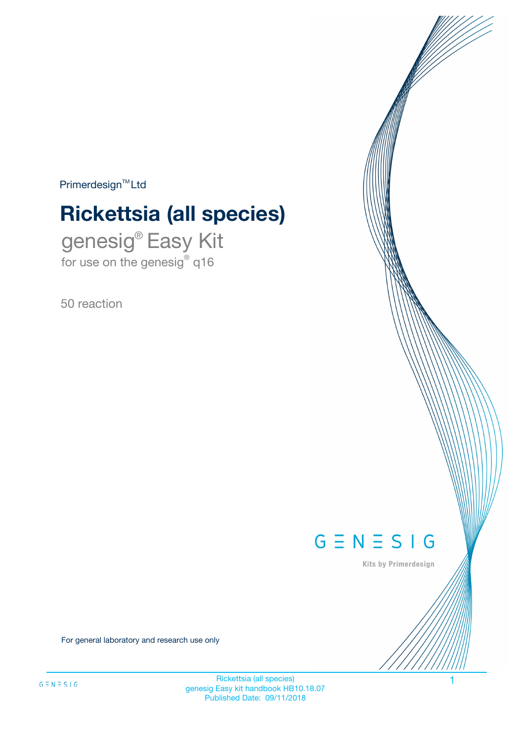Primerdesign™ Ltd

# Rickettsia (all species)

## genesig® Easy Kit

for use on the genesig® q16

50 reaction

GENESIG

Kits by Primerdesign

For general laboratory and research use only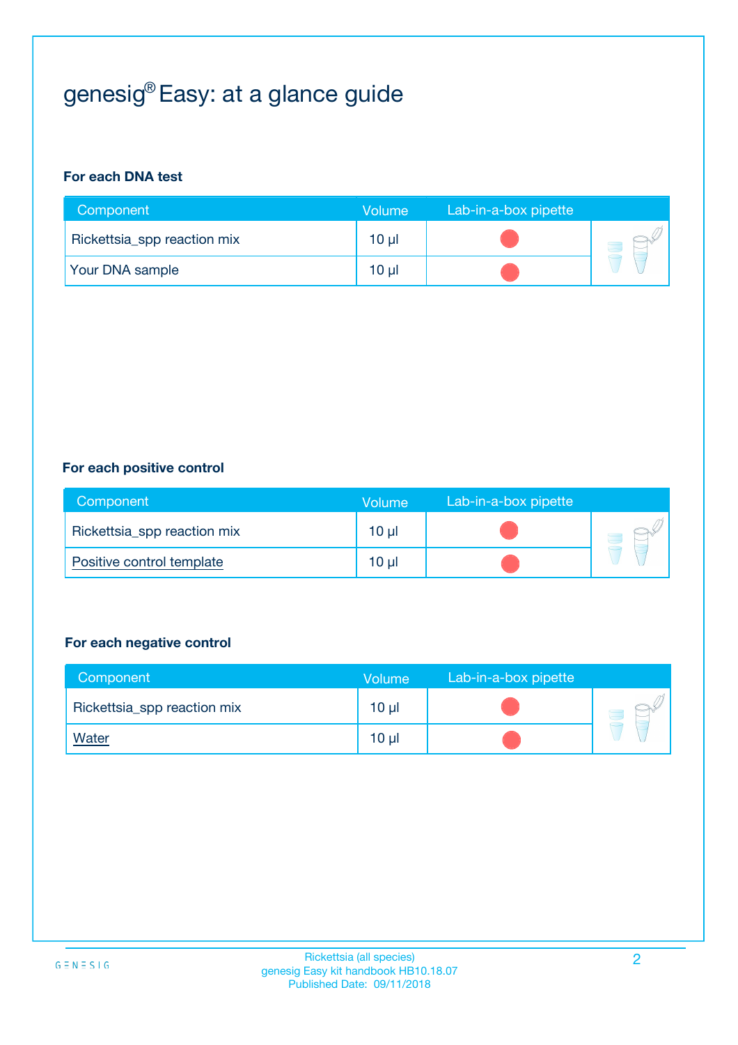# genesig® Easy: at a glance guide

**For each DNA test**

| Component | Volume | Lab-in-a-box pipette |
|---|---|---|
| Rickettsia_spp reaction mix | 10 µl | ● |
| Your DNA sample | 10 µl | ● |

**For each positive control**

| Component | Volume | Lab-in-a-box pipette |
|---|---|---|
| Rickettsia_spp reaction mix | 10 µl | ● |
| Positive control template | 10 µl | ● |

**For each negative control**

| Component | Volume | Lab-in-a-box pipette |
|---|---|---|
| Rickettsia_spp reaction mix | 10 µl | ● |
| Water | 10 µl | ● |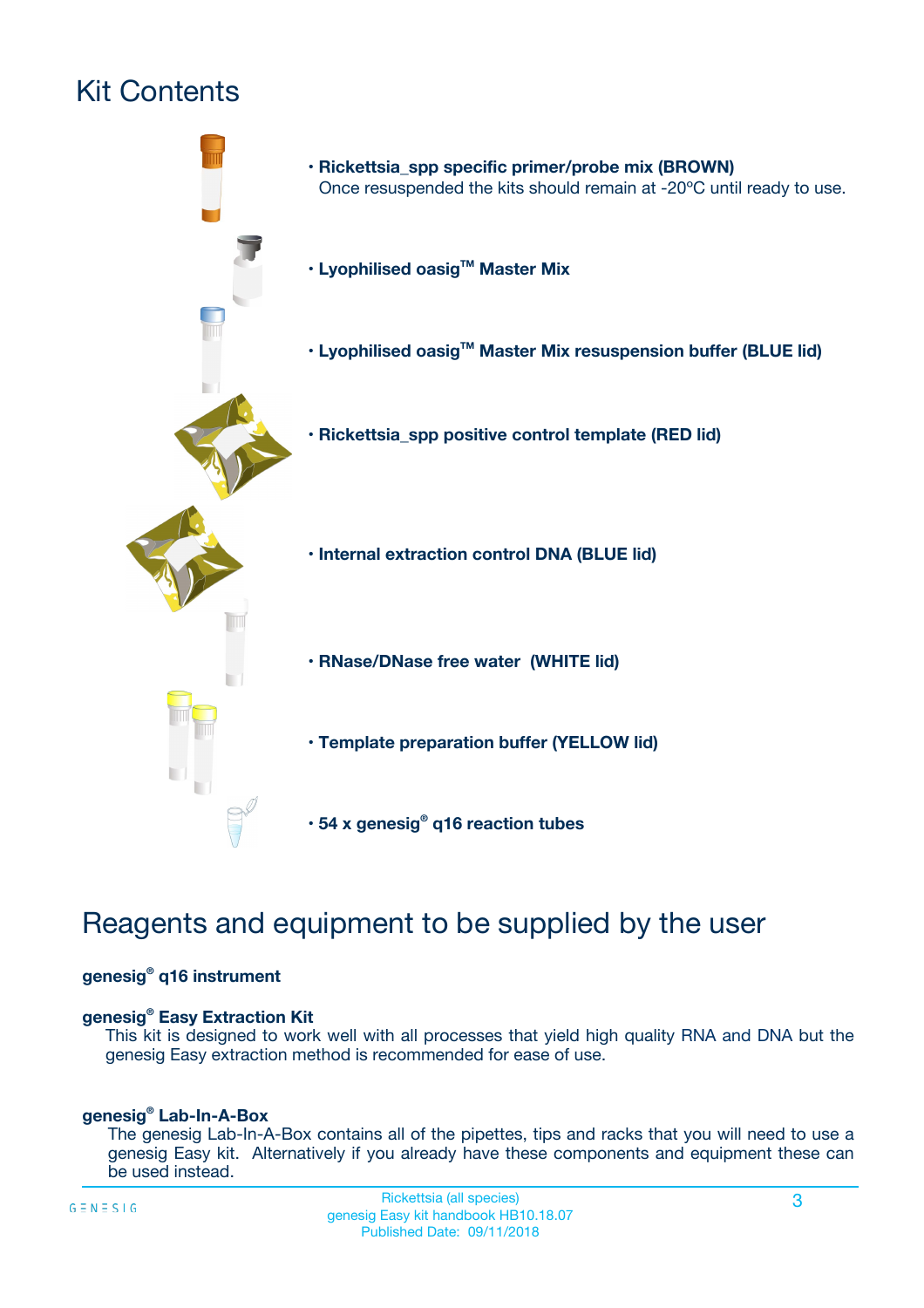# Kit Contents

- **Rickettsia_spp specific primer/probe mix (BROWN)**
  Once resuspended the kits should remain at -20ºC until ready to use.
- **Lyophilised oasig™ Master Mix**
- **Lyophilised oasig™ Master Mix resuspension buffer (BLUE lid)**
- **Rickettsia_spp positive control template (RED lid)**
- **Internal extraction control DNA (BLUE lid)**
- **RNase/DNase free water (WHITE lid)**
- **Template preparation buffer (YELLOW lid)**
- **54 x genesig® q16 reaction tubes**

# Reagents and equipment to be supplied by the user

**genesig® q16 instrument**

**genesig® Easy Extraction Kit**
This kit is designed to work well with all processes that yield high quality RNA and DNA but the genesig Easy extraction method is recommended for ease of use.

**genesig® Lab-In-A-Box**
The genesig Lab-In-A-Box contains all of the pipettes, tips and racks that you will need to use a genesig Easy kit. Alternatively if you already have these components and equipment these can be used instead.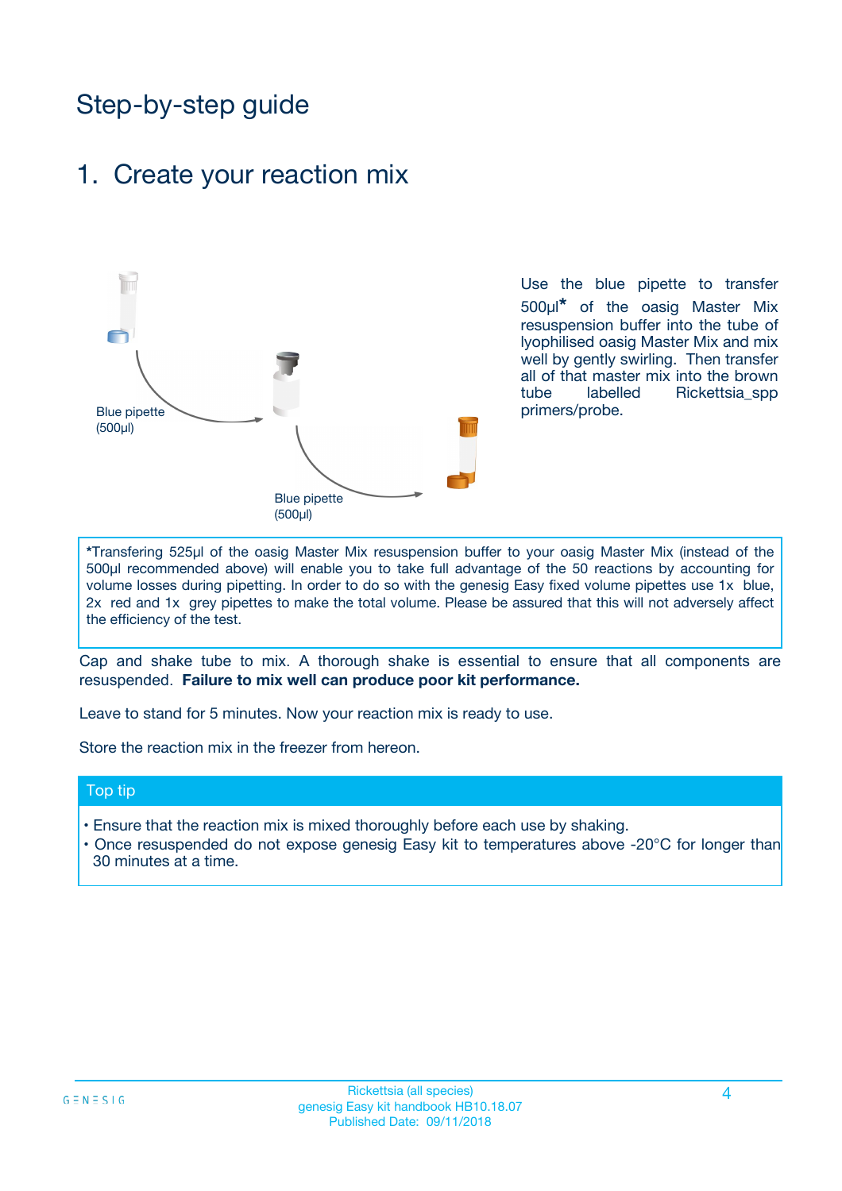# Step-by-step guide

## 1. Create your reaction mix

Blue pipette (500µl)

Blue pipette (500µl)

Use the blue pipette to transfer 500µl* of the oasig Master Mix resuspension buffer into the tube of lyophilised oasig Master Mix and mix well by gently swirling. Then transfer all of that master mix into the brown tube labelled Rickettsia_spp primers/probe.

*Transfering 525µl of the oasig Master Mix resuspension buffer to your oasig Master Mix (instead of the 500µl recommended above) will enable you to take full advantage of the 50 reactions by accounting for volume losses during pipetting. In order to do so with the genesig Easy fixed volume pipettes use 1x blue, 2x red and 1x grey pipettes to make the total volume. Please be assured that this will not adversely affect the efficiency of the test.

Cap and shake tube to mix. A thorough shake is essential to ensure that all components are resuspended. **Failure to mix well can produce poor kit performance.**

Leave to stand for 5 minutes. Now your reaction mix is ready to use.

Store the reaction mix in the freezer from hereon.

### Top tip

- Ensure that the reaction mix is mixed thoroughly before each use by shaking.
- Once resuspended do not expose genesig Easy kit to temperatures above -20°C for longer than 30 minutes at a time.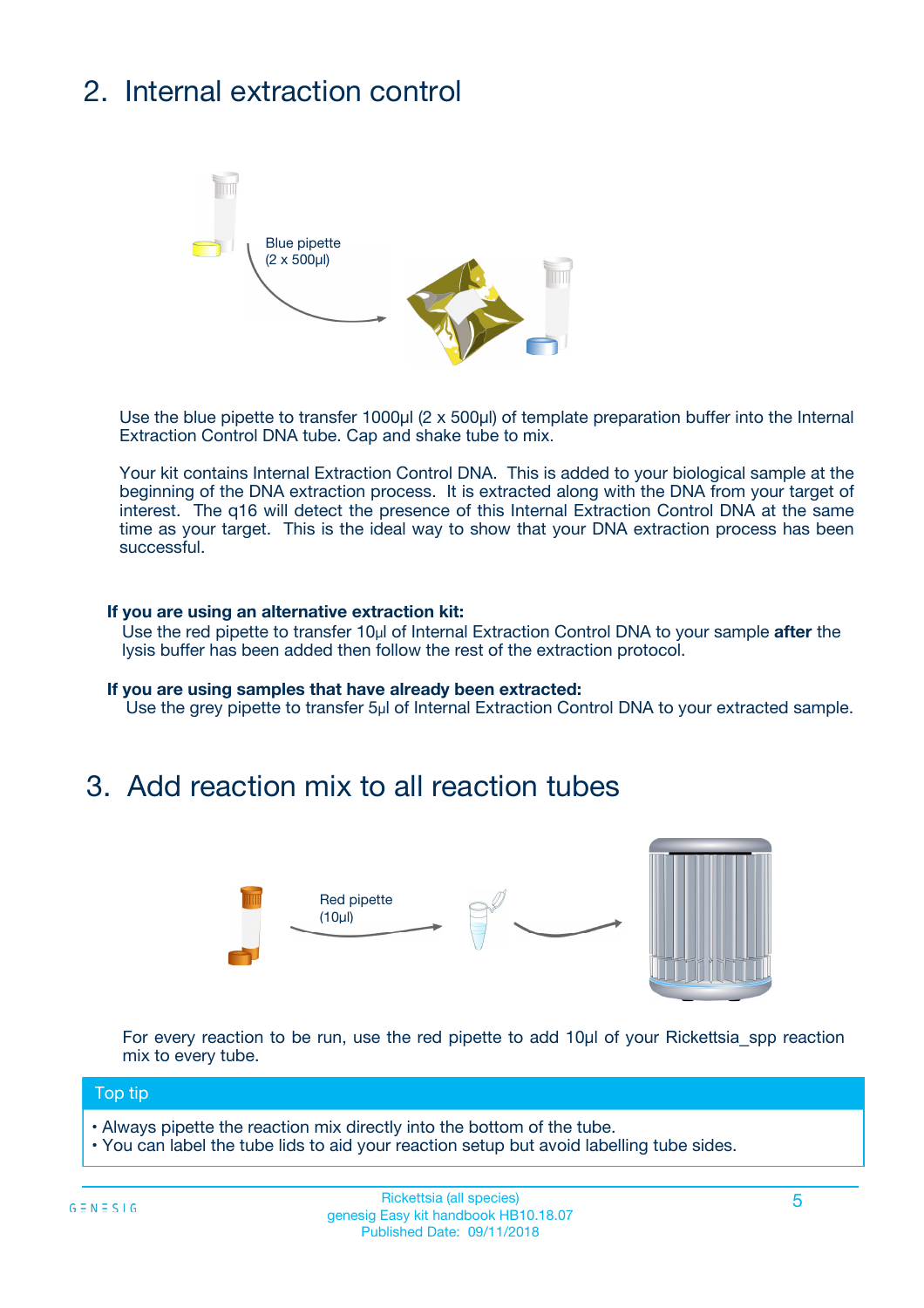## 2. Internal extraction control

Blue pipette
(2 x 500µl)

Use the blue pipette to transfer 1000µl (2 x 500µl) of template preparation buffer into the Internal Extraction Control DNA tube. Cap and shake tube to mix.

Your kit contains Internal Extraction Control DNA. This is added to your biological sample at the beginning of the DNA extraction process. It is extracted along with the DNA from your target of interest. The q16 will detect the presence of this Internal Extraction Control DNA at the same time as your target. This is the ideal way to show that your DNA extraction process has been successful.

**If you are using an alternative extraction kit:**
Use the red pipette to transfer 10µl of Internal Extraction Control DNA to your sample **after** the lysis buffer has been added then follow the rest of the extraction protocol.

**If you are using samples that have already been extracted:**
Use the grey pipette to transfer 5µl of Internal Extraction Control DNA to your extracted sample.

## 3. Add reaction mix to all reaction tubes

Red pipette
(10µl)

For every reaction to be run, use the red pipette to add 10µl of your Rickettsia_spp reaction mix to every tube.

**Top tip**

- Always pipette the reaction mix directly into the bottom of the tube.
- You can label the tube lids to aid your reaction setup but avoid labelling tube sides.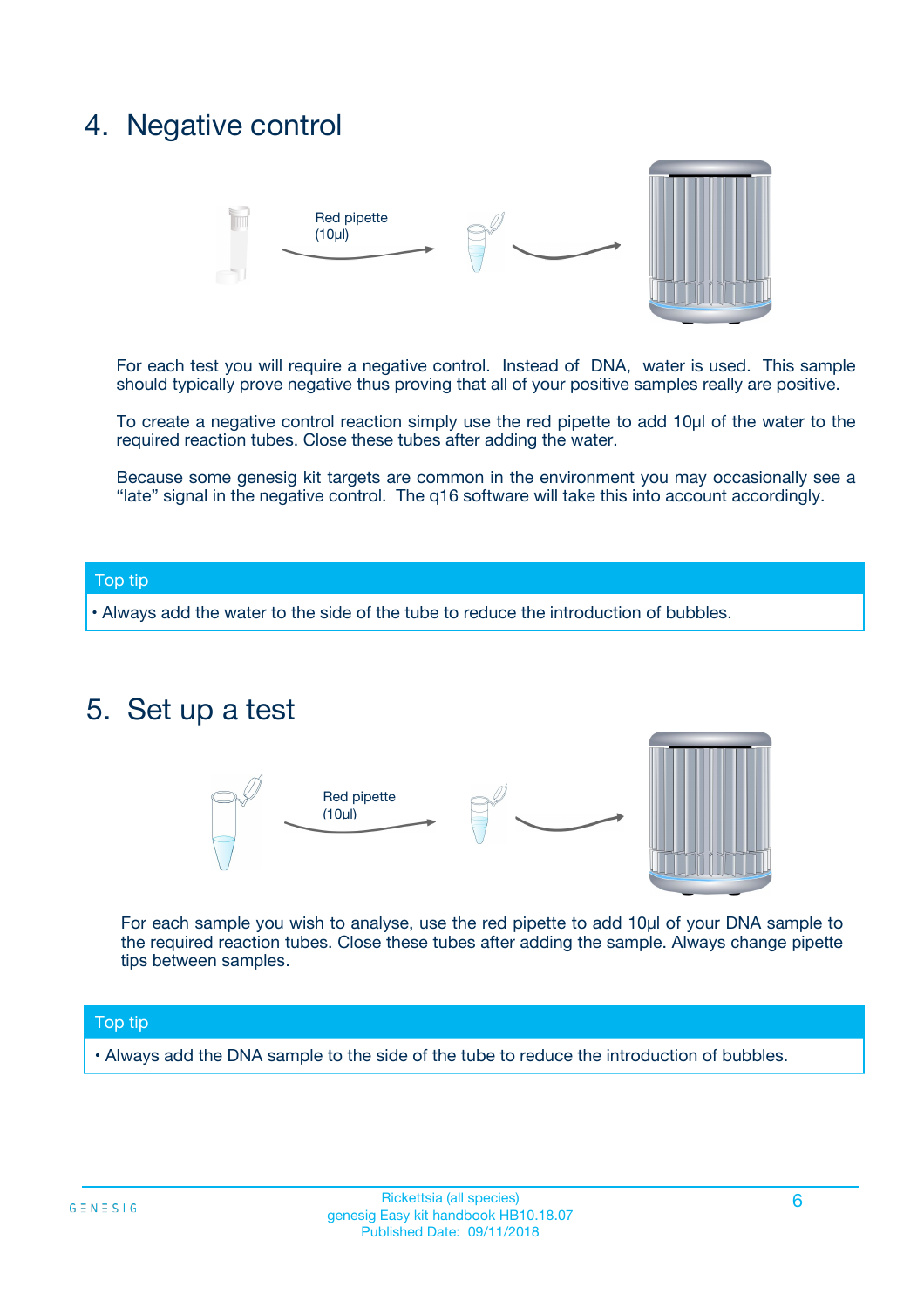## 4. Negative control

Red pipette (10µl)

For each test you will require a negative control. Instead of DNA, water is used. This sample should typically prove negative thus proving that all of your positive samples really are positive.

To create a negative control reaction simply use the red pipette to add 10µl of the water to the required reaction tubes. Close these tubes after adding the water.

Because some genesig kit targets are common in the environment you may occasionally see a "late" signal in the negative control. The q16 software will take this into account accordingly.

**Top tip**

- Always add the water to the side of the tube to reduce the introduction of bubbles.

## 5. Set up a test

Red pipette (10µl)

For each sample you wish to analyse, use the red pipette to add 10µl of your DNA sample to the required reaction tubes. Close these tubes after adding the sample. Always change pipette tips between samples.

**Top tip**

- Always add the DNA sample to the side of the tube to reduce the introduction of bubbles.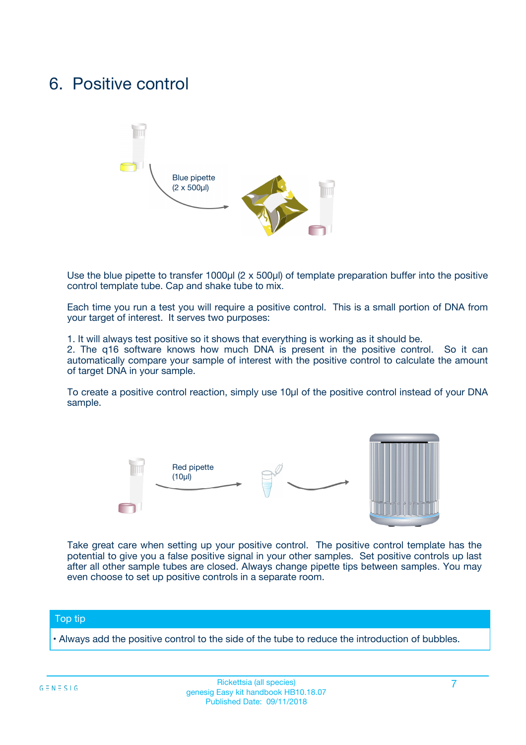# 6. Positive control

Blue pipette
(2 x 500µl)

Use the blue pipette to transfer 1000µl (2 x 500µl) of template preparation buffer into the positive control template tube. Cap and shake tube to mix.

Each time you run a test you will require a positive control. This is a small portion of DNA from your target of interest. It serves two purposes:

1. It will always test positive so it shows that everything is working as it should be.
2. The q16 software knows how much DNA is present in the positive control. So it can automatically compare your sample of interest with the positive control to calculate the amount of target DNA in your sample.

To create a positive control reaction, simply use 10µl of the positive control instead of your DNA sample.

Red pipette
(10µl)

Take great care when setting up your positive control. The positive control template has the potential to give you a false positive signal in your other samples. Set positive controls up last after all other sample tubes are closed. Always change pipette tips between samples. You may even choose to set up positive controls in a separate room.

**Top tip**

- Always add the positive control to the side of the tube to reduce the introduction of bubbles.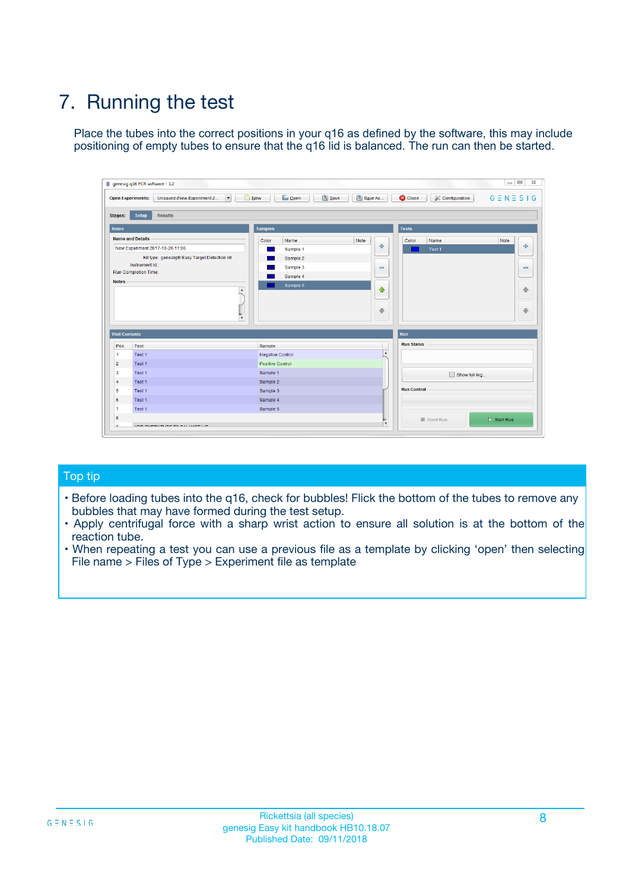# 7. Running the test

Place the tubes into the correct positions in your q16 as defined by the software, this may include positioning of empty tubes to ensure that the q16 lid is balanced. The run can then be started.

## Top tip

- Before loading tubes into the q16, check for bubbles! Flick the bottom of the tubes to remove any bubbles that may have formed during the test setup.
- Apply centrifugal force with a sharp wrist action to ensure all solution is at the bottom of the reaction tube.
- When repeating a test you can use a previous file as a template by clicking 'open' then selecting File name > Files of Type > Experiment file as template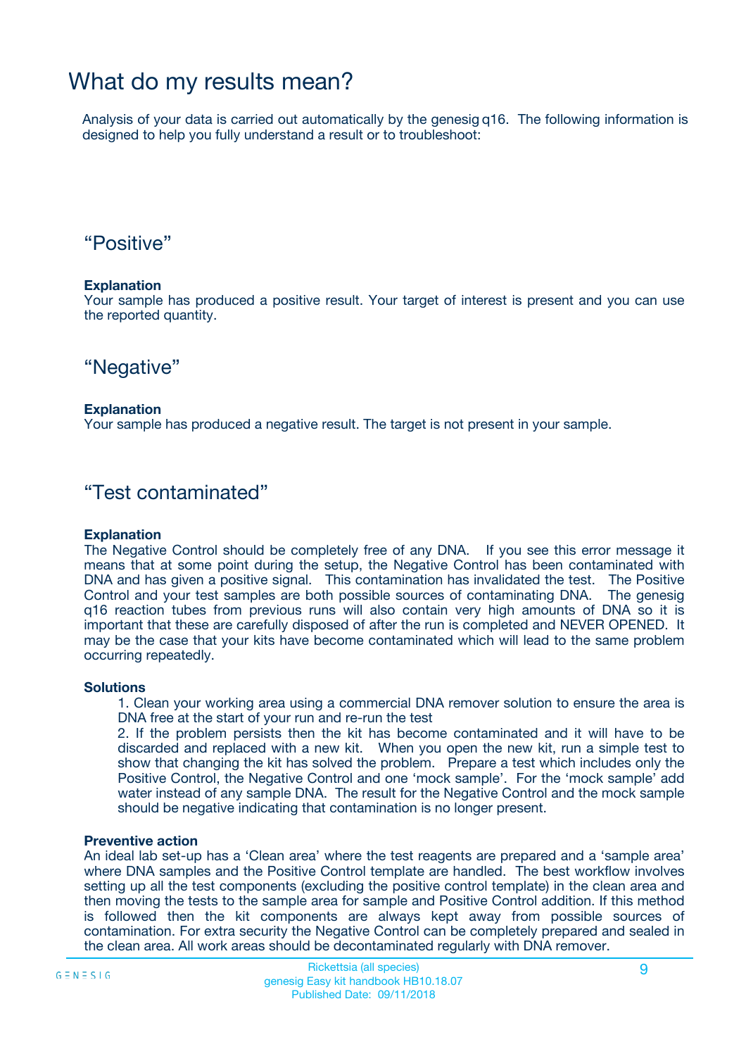# What do my results mean?

Analysis of your data is carried out automatically by the genesig q16. The following information is designed to help you fully understand a result or to troubleshoot:

## “Positive”

**Explanation**

Your sample has produced a positive result. Your target of interest is present and you can use the reported quantity.

## “Negative”

**Explanation**

Your sample has produced a negative result. The target is not present in your sample.

## “Test contaminated”

**Explanation**

The Negative Control should be completely free of any DNA. If you see this error message it means that at some point during the setup, the Negative Control has been contaminated with DNA and has given a positive signal. This contamination has invalidated the test. The Positive Control and your test samples are both possible sources of contaminating DNA. The genesig q16 reaction tubes from previous runs will also contain very high amounts of DNA so it is important that these are carefully disposed of after the run is completed and NEVER OPENED. It may be the case that your kits have become contaminated which will lead to the same problem occurring repeatedly.

**Solutions**

1. Clean your working area using a commercial DNA remover solution to ensure the area is DNA free at the start of your run and re-run the test
2. If the problem persists then the kit has become contaminated and it will have to be discarded and replaced with a new kit. When you open the new kit, run a simple test to show that changing the kit has solved the problem. Prepare a test which includes only the Positive Control, the Negative Control and one ‘mock sample’. For the ‘mock sample’ add water instead of any sample DNA. The result for the Negative Control and the mock sample should be negative indicating that contamination is no longer present.

**Preventive action**

An ideal lab set-up has a ‘Clean area’ where the test reagents are prepared and a ‘sample area’ where DNA samples and the Positive Control template are handled. The best workflow involves setting up all the test components (excluding the positive control template) in the clean area and then moving the tests to the sample area for sample and Positive Control addition. If this method is followed then the kit components are always kept away from possible sources of contamination. For extra security the Negative Control can be completely prepared and sealed in the clean area. All work areas should be decontaminated regularly with DNA remover.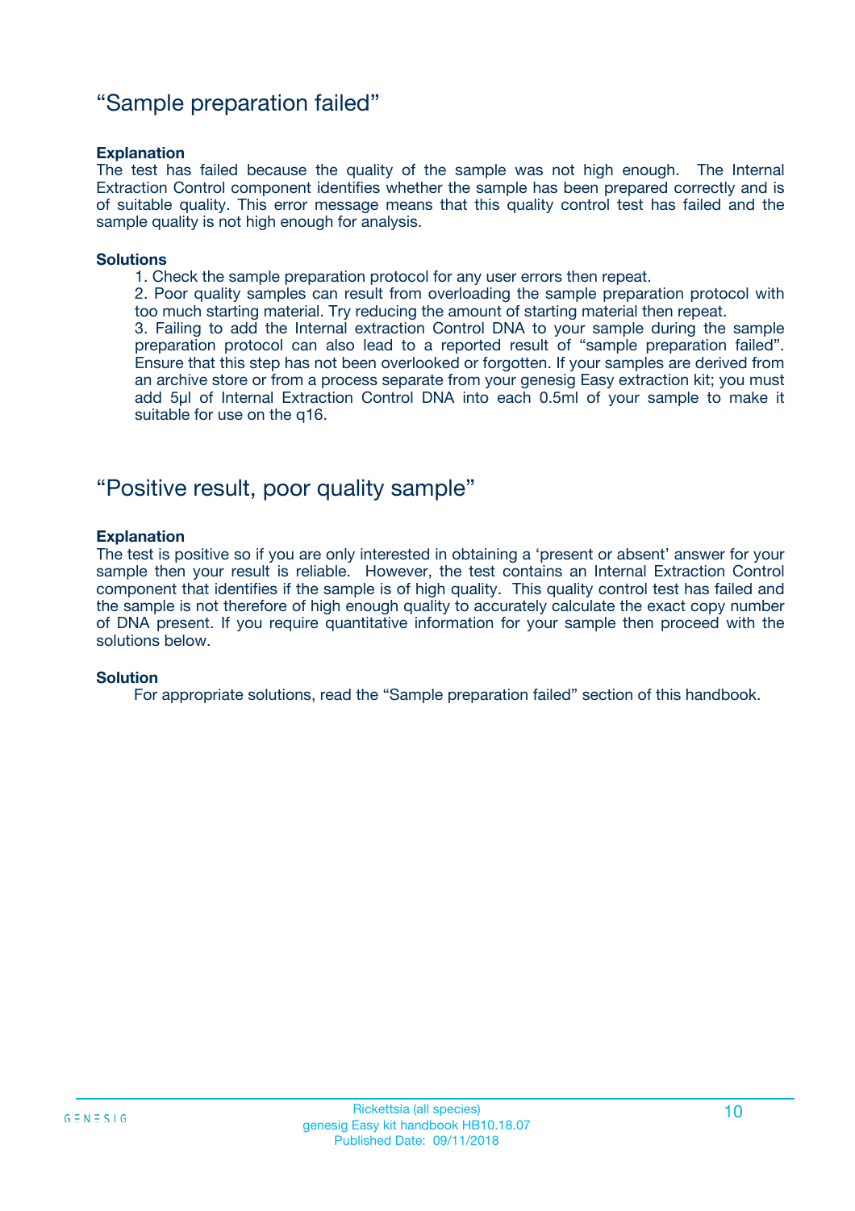## “Sample preparation failed”

**Explanation**

The test has failed because the quality of the sample was not high enough. The Internal Extraction Control component identifies whether the sample has been prepared correctly and is of suitable quality. This error message means that this quality control test has failed and the sample quality is not high enough for analysis.

**Solutions**

1. Check the sample preparation protocol for any user errors then repeat.
2. Poor quality samples can result from overloading the sample preparation protocol with too much starting material. Try reducing the amount of starting material then repeat.
3. Failing to add the Internal extraction Control DNA to your sample during the sample preparation protocol can also lead to a reported result of “sample preparation failed”. Ensure that this step has not been overlooked or forgotten. If your samples are derived from an archive store or from a process separate from your genesig Easy extraction kit; you must add 5µl of Internal Extraction Control DNA into each 0.5ml of your sample to make it suitable for use on the q16.

## “Positive result, poor quality sample”

**Explanation**

The test is positive so if you are only interested in obtaining a ‘present or absent’ answer for your sample then your result is reliable. However, the test contains an Internal Extraction Control component that identifies if the sample is of high quality. This quality control test has failed and the sample is not therefore of high enough quality to accurately calculate the exact copy number of DNA present. If you require quantitative information for your sample then proceed with the solutions below.

**Solution**

For appropriate solutions, read the “Sample preparation failed” section of this handbook.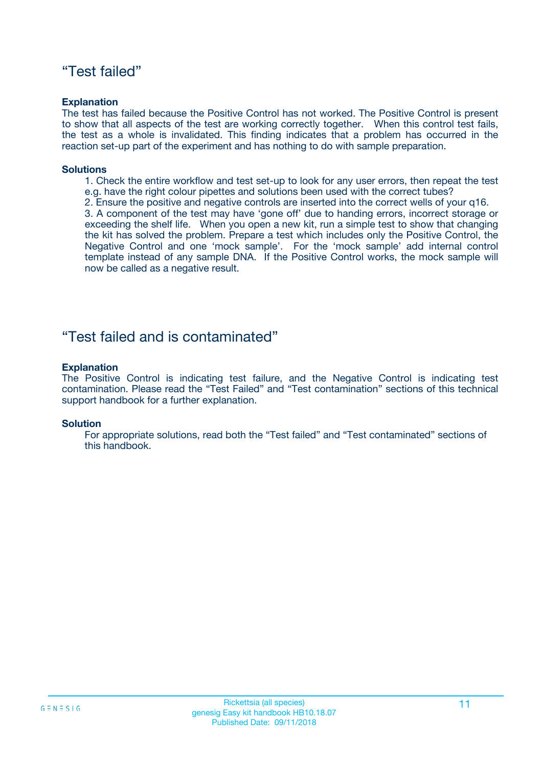## “Test failed”

**Explanation**

The test has failed because the Positive Control has not worked. The Positive Control is present to show that all aspects of the test are working correctly together. When this control test fails, the test as a whole is invalidated. This finding indicates that a problem has occurred in the reaction set-up part of the experiment and has nothing to do with sample preparation.

**Solutions**

1. Check the entire workflow and test set-up to look for any user errors, then repeat the test e.g. have the right colour pipettes and solutions been used with the correct tubes?
2. Ensure the positive and negative controls are inserted into the correct wells of your q16.
3. A component of the test may have ‘gone off’ due to handing errors, incorrect storage or exceeding the shelf life. When you open a new kit, run a simple test to show that changing the kit has solved the problem. Prepare a test which includes only the Positive Control, the Negative Control and one ‘mock sample’. For the ‘mock sample’ add internal control template instead of any sample DNA. If the Positive Control works, the mock sample will now be called as a negative result.

## “Test failed and is contaminated”

**Explanation**

The Positive Control is indicating test failure, and the Negative Control is indicating test contamination. Please read the “Test Failed” and “Test contamination” sections of this technical support handbook for a further explanation.

**Solution**

For appropriate solutions, read both the “Test failed” and “Test contaminated” sections of this handbook.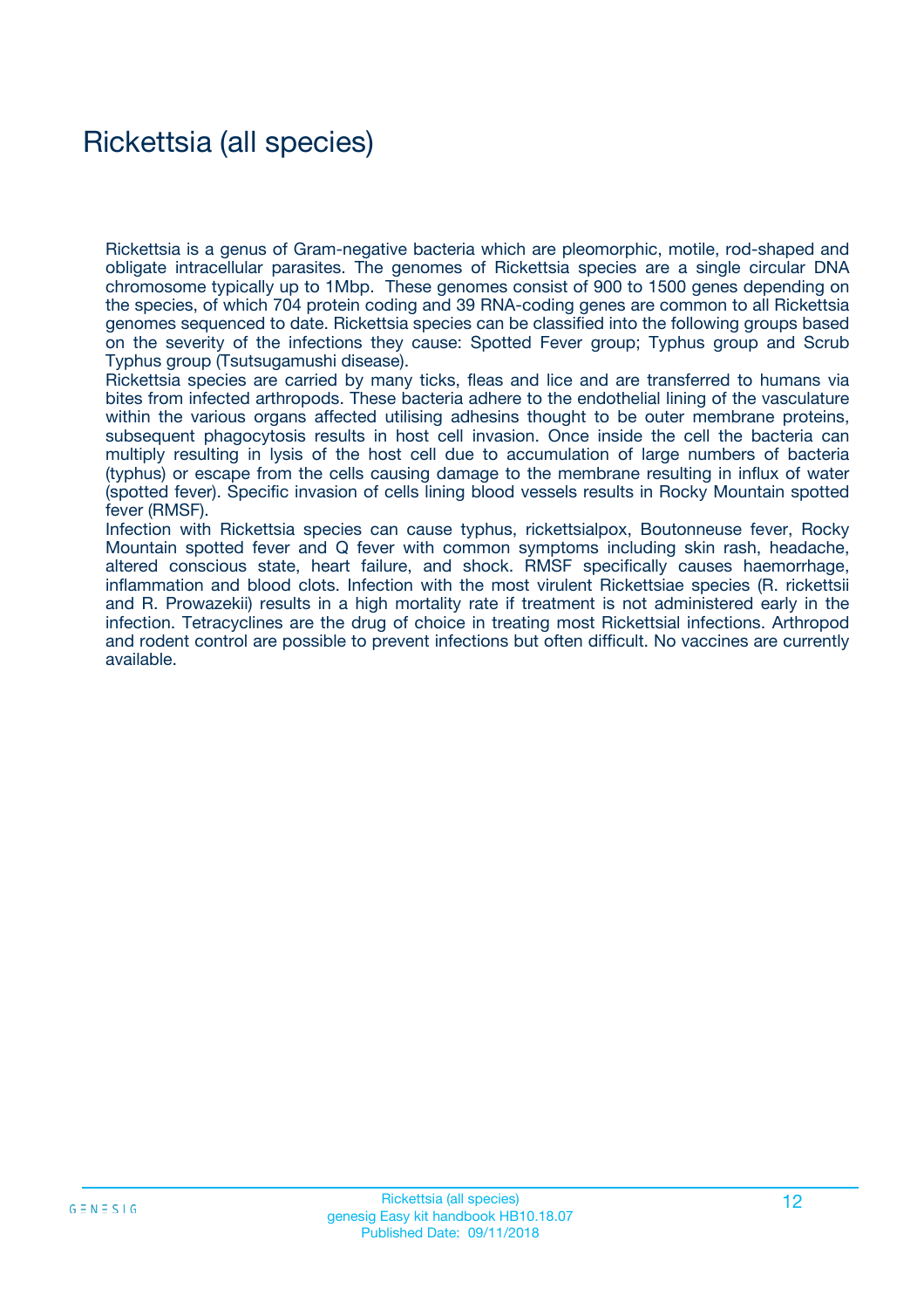# Rickettsia (all species)

Rickettsia is a genus of Gram-negative bacteria which are pleomorphic, motile, rod-shaped and obligate intracellular parasites. The genomes of Rickettsia species are a single circular DNA chromosome typically up to 1Mbp. These genomes consist of 900 to 1500 genes depending on the species, of which 704 protein coding and 39 RNA-coding genes are common to all Rickettsia genomes sequenced to date. Rickettsia species can be classified into the following groups based on the severity of the infections they cause: Spotted Fever group; Typhus group and Scrub Typhus group (Tsutsugamushi disease).

Rickettsia species are carried by many ticks, fleas and lice and are transferred to humans via bites from infected arthropods. These bacteria adhere to the endothelial lining of the vasculature within the various organs affected utilising adhesins thought to be outer membrane proteins, subsequent phagocytosis results in host cell invasion. Once inside the cell the bacteria can multiply resulting in lysis of the host cell due to accumulation of large numbers of bacteria (typhus) or escape from the cells causing damage to the membrane resulting in influx of water (spotted fever). Specific invasion of cells lining blood vessels results in Rocky Mountain spotted fever (RMSF).

Infection with Rickettsia species can cause typhus, rickettsialpox, Boutonneuse fever, Rocky Mountain spotted fever and Q fever with common symptoms including skin rash, headache, altered conscious state, heart failure, and shock. RMSF specifically causes haemorrhage, inflammation and blood clots. Infection with the most virulent Rickettsiae species (R. rickettsii and R. Prowazekii) results in a high mortality rate if treatment is not administered early in the infection. Tetracyclines are the drug of choice in treating most Rickettsial infections. Arthropod and rodent control are possible to prevent infections but often difficult. No vaccines are currently available.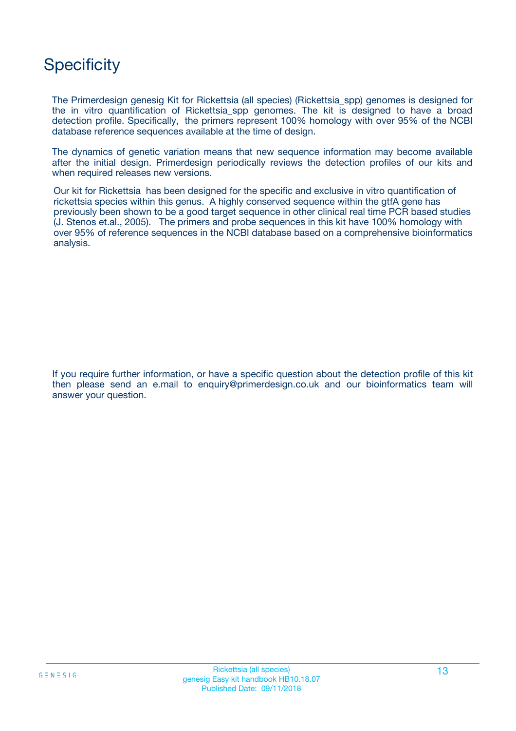# Specificity

The Primerdesign genesig Kit for Rickettsia (all species) (Rickettsia_spp) genomes is designed for the in vitro quantification of Rickettsia_spp genomes. The kit is designed to have a broad detection profile. Specifically, the primers represent 100% homology with over 95% of the NCBI database reference sequences available at the time of design.

The dynamics of genetic variation means that new sequence information may become available after the initial design. Primerdesign periodically reviews the detection profiles of our kits and when required releases new versions.

Our kit for Rickettsia has been designed for the specific and exclusive in vitro quantification of rickettsia species within this genus. A highly conserved sequence within the gtfA gene has previously been shown to be a good target sequence in other clinical real time PCR based studies (J. Stenos et.al., 2005). The primers and probe sequences in this kit have 100% homology with over 95% of reference sequences in the NCBI database based on a comprehensive bioinformatics analysis.

If you require further information, or have a specific question about the detection profile of this kit then please send an e.mail to enquiry@primerdesign.co.uk and our bioinformatics team will answer your question.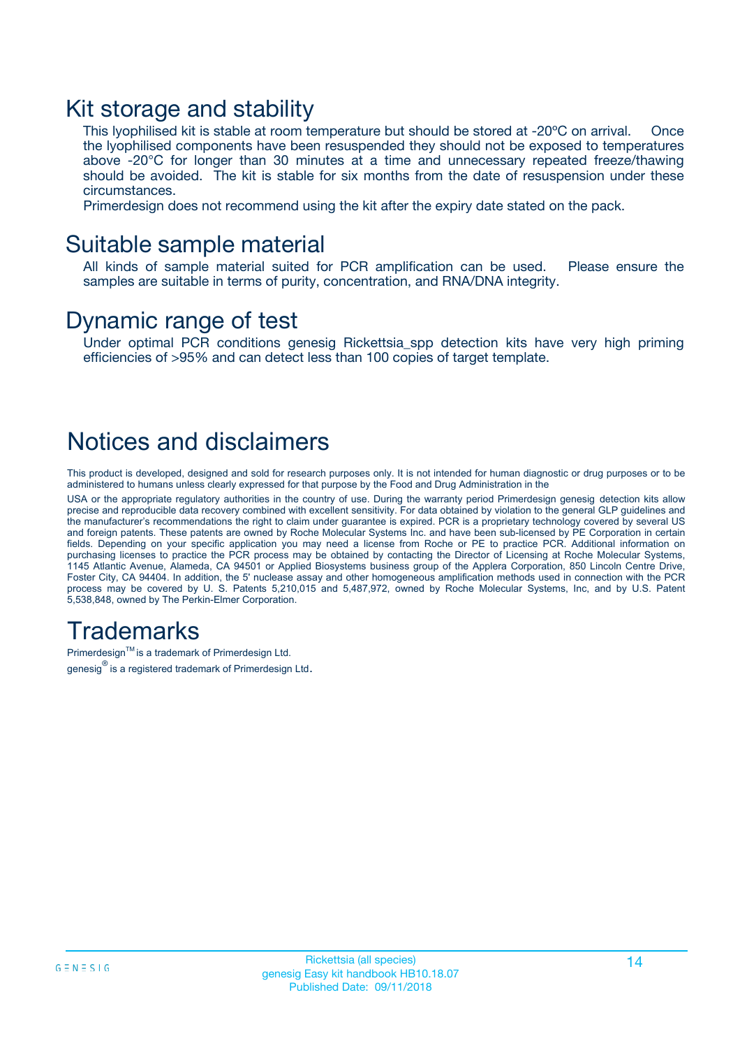## Kit storage and stability

This lyophilised kit is stable at room temperature but should be stored at -20ºC on arrival. Once the lyophilised components have been resuspended they should not be exposed to temperatures above -20°C for longer than 30 minutes at a time and unnecessary repeated freeze/thawing should be avoided. The kit is stable for six months from the date of resuspension under these circumstances.

Primerdesign does not recommend using the kit after the expiry date stated on the pack.

## Suitable sample material

All kinds of sample material suited for PCR amplification can be used. Please ensure the samples are suitable in terms of purity, concentration, and RNA/DNA integrity.

## Dynamic range of test

Under optimal PCR conditions genesig Rickettsia_spp detection kits have very high priming efficiencies of >95% and can detect less than 100 copies of target template.

# Notices and disclaimers

This product is developed, designed and sold for research purposes only. It is not intended for human diagnostic or drug purposes or to be administered to humans unless clearly expressed for that purpose by the Food and Drug Administration in the

USA or the appropriate regulatory authorities in the country of use. During the warranty period Primerdesign genesig detection kits allow precise and reproducible data recovery combined with excellent sensitivity. For data obtained by violation to the general GLP guidelines and the manufacturer's recommendations the right to claim under guarantee is expired. PCR is a proprietary technology covered by several US and foreign patents. These patents are owned by Roche Molecular Systems Inc. and have been sub-licensed by PE Corporation in certain fields. Depending on your specific application you may need a license from Roche or PE to practice PCR. Additional information on purchasing licenses to practice the PCR process may be obtained by contacting the Director of Licensing at Roche Molecular Systems, 1145 Atlantic Avenue, Alameda, CA 94501 or Applied Biosystems business group of the Applera Corporation, 850 Lincoln Centre Drive, Foster City, CA 94404. In addition, the 5' nuclease assay and other homogeneous amplification methods used in connection with the PCR process may be covered by U. S. Patents 5,210,015 and 5,487,972, owned by Roche Molecular Systems, Inc, and by U.S. Patent 5,538,848, owned by The Perkin-Elmer Corporation.

# Trademarks

Primerdesign™ is a trademark of Primerdesign Ltd.

genesig® is a registered trademark of Primerdesign Ltd.